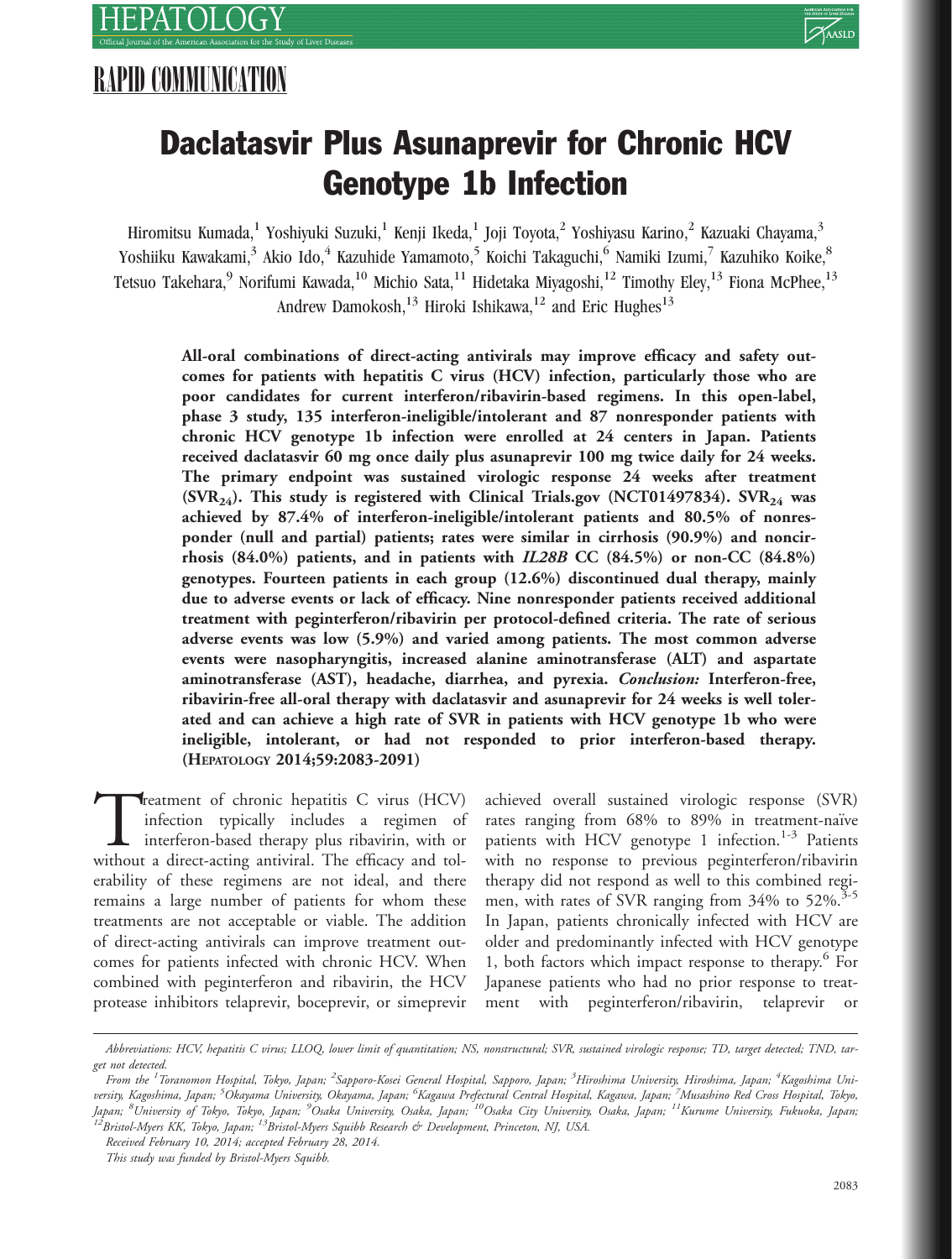RAPID COMMUNICATION

# Daclatasvir Plus Asunaprevir for Chronic HCV Genotype 1b Infection

Hiromitsu Kumada,[1] Yoshiyuki Suzuki,[1] Kenji Ikeda,[1] Joji Toyota,[2] Yoshiyasu Karino,[2] Kazuaki Chayama,[3] Yoshiiku Kawakami,[3] Akio Ido,[4] Kazuhide Yamamoto,[5] Koichi Takaguchi,[6] Namiki Izumi,[7] Kazuhiko Koike,[8] Tetsuo Takehara,[9] Norifumi Kawada,[10] Michio Sata,[11] Hidetaka Miyagoshi,[12] Timothy Eley,[13] Fiona McPhee,[13] Andrew Damokosh,[13] Hiroki Ishikawa,[12] and Eric Hughes[13]

**All-oral combinations of direct-acting antivirals may improve efficacy and safety outcomes for patients with hepatitis C virus (HCV) infection, particularly those who are poor candidates for current interferon/ribavirin-based regimens. In this open-label, phase 3 study, 135 interferon-ineligible/intolerant and 87 nonresponder patients with chronic HCV genotype 1b infection were enrolled at 24 centers in Japan. Patients received daclatasvir 60 mg once daily plus asunaprevir 100 mg twice daily for 24 weeks. The primary endpoint was sustained virologic response 24 weeks after treatment ($SVR_{24}$). This study is registered with Clinical Trials.gov (NCT01497834). $SVR_{24}$ was achieved by 87.4% of interferon-ineligible/intolerant patients and 80.5% of nonresponder (null and partial) patients; rates were similar in cirrhosis (90.9%) and noncirrhosis (84.0%) patients, and in patients with *IL28B* CC (84.5%) or non-CC (84.8%) genotypes. Fourteen patients in each group (12.6%) discontinued dual therapy, mainly due to adverse events or lack of efficacy. Nine nonresponder patients received additional treatment with peginterferon/ribavirin per protocol-defined criteria. The rate of serious adverse events was low (5.9%) and varied among patients. The most common adverse events were nasopharyngitis, increased alanine aminotransferase (ALT) and aspartate aminotransferase (AST), headache, diarrhea, and pyrexia. *Conclusion:* Interferon-free, ribavirin-free all-oral therapy with daclatasvir and asunaprevir for 24 weeks is well tolerated and can achieve a high rate of SVR in patients with HCV genotype 1b who were ineligible, intolerant, or had not responded to prior interferon-based therapy. (HEPATOLOGY 2014;59:2083-2091)**

Treatment of chronic hepatitis C virus (HCV) infection typically includes a regimen of interferon-based therapy plus ribavirin, with or without a direct-acting antiviral. The efficacy and tolerability of these regimens are not ideal, and there remains a large number of patients for whom these treatments are not acceptable or viable. The addition of direct-acting antivirals can improve treatment outcomes for patients infected with chronic HCV. When combined with peginterferon and ribavirin, the HCV protease inhibitors telaprevir, boceprevir, or simeprevir achieved overall sustained virologic response (SVR) rates ranging from 68% to 89% in treatment-naïve patients with HCV genotype 1 infection.[1-3] Patients with no response to previous peginterferon/ribavirin therapy did not respond as well to this combined regimen, with rates of SVR ranging from 34% to 52%.[3-5] In Japan, patients chronically infected with HCV are older and predominantly infected with HCV genotype 1, both factors which impact response to therapy.[6] For Japanese patients who had no prior response to treatment with peginterferon/ribavirin, telaprevir or

---

*Abbreviations: HCV, hepatitis C virus; LLOQ, lower limit of quantitation; NS, nonstructural; SVR, sustained virologic response; TD, target detected; TND, target not detected.*

*From the [1]Toranomon Hospital, Tokyo, Japan; [2]Sapporo-Kosei General Hospital, Sapporo, Japan; [3]Hiroshima University, Hiroshima, Japan; [4]Kagoshima University, Kagoshima, Japan; [5]Okayama University, Okayama, Japan; [6]Kagawa Prefectural Central Hospital, Kagawa, Japan; [7]Musashino Red Cross Hospital, Tokyo, Japan; [8]University of Tokyo, Tokyo, Japan; [9]Osaka University, Osaka, Japan; [10]Osaka City University, Osaka, Japan; [11]Kurume University, Fukuoka, Japan; [12]Bristol-Myers KK, Tokyo, Japan; [13]Bristol-Myers Squibb Research & Development, Princeton, NJ, USA.*

*Received February 10, 2014; accepted February 28, 2014.*

*This study was funded by Bristol-Myers Squibb.*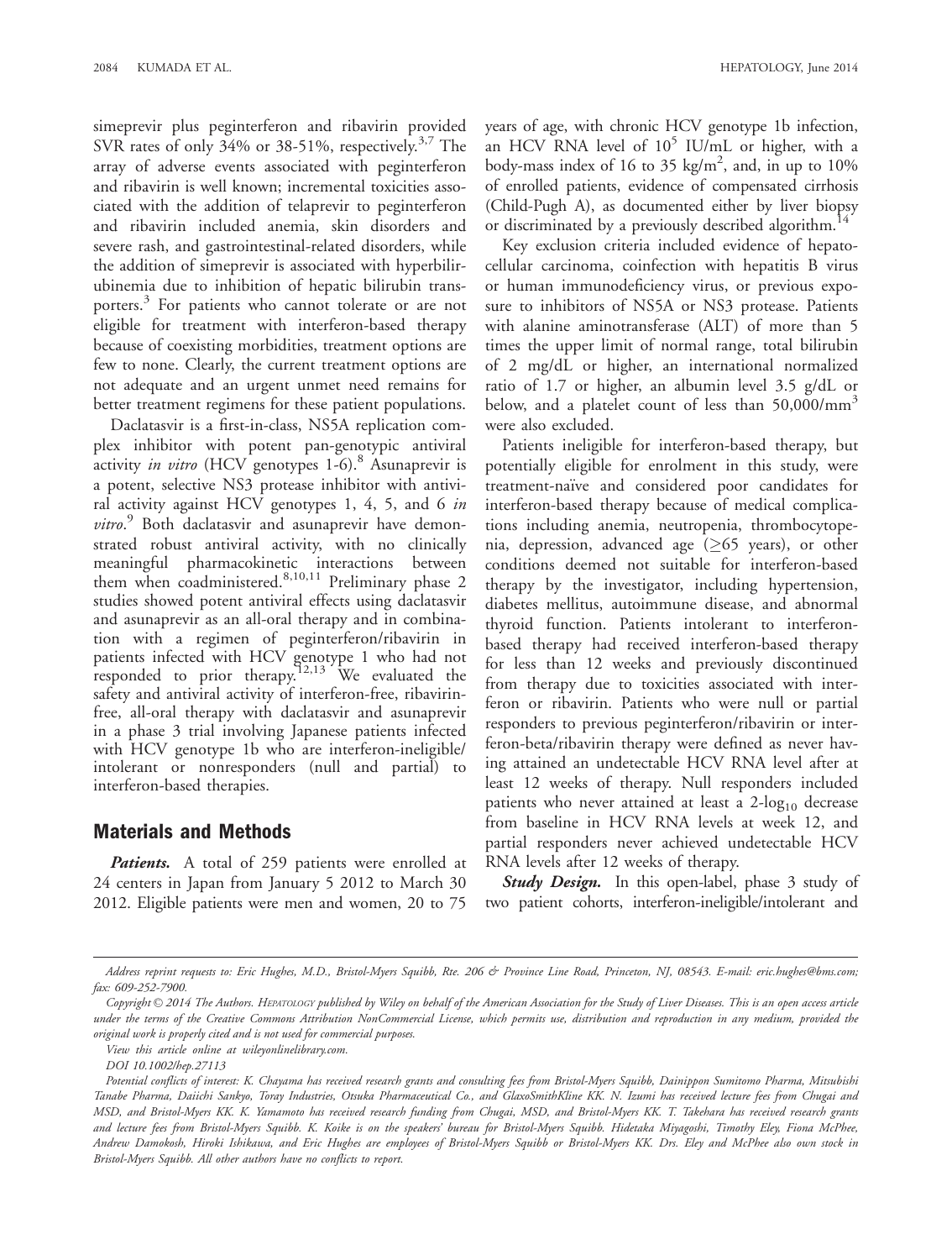simeprevir plus peginterferon and ribavirin provided SVR rates of only 34% or 38-51%, respectively.[3,7] The array of adverse events associated with peginterferon and ribavirin is well known; incremental toxicities associated with the addition of telaprevir to peginterferon and ribavirin included anemia, skin disorders and severe rash, and gastrointestinal-related disorders, while the addition of simeprevir is associated with hyperbilirubinemia due to inhibition of hepatic bilirubin transporters.[3] For patients who cannot tolerate or are not eligible for treatment with interferon-based therapy because of coexisting morbidities, treatment options are few to none. Clearly, the current treatment options are not adequate and an urgent unmet need remains for better treatment regimens for these patient populations.

Daclatasvir is a first-in-class, NS5A replication complex inhibitor with potent pan-genotypic antiviral activity *in vitro* (HCV genotypes 1-6).[8] Asunaprevir is a potent, selective NS3 protease inhibitor with antiviral activity against HCV genotypes 1, 4, 5, and 6 *in vitro*.[9] Both daclatasvir and asunaprevir have demonstrated robust antiviral activity, with no clinically meaningful pharmacokinetic interactions between them when coadministered.[8,10,11] Preliminary phase 2 studies showed potent antiviral effects using daclatasvir and asunaprevir as an all-oral therapy and in combination with a regimen of peginterferon/ribavirin in patients infected with HCV genotype 1 who had not responded to prior therapy.[12,13] We evaluated the safety and antiviral activity of interferon-free, ribavirin-free, all-oral therapy with daclatasvir and asunaprevir in a phase 3 trial involving Japanese patients infected with HCV genotype 1b who are interferon-ineligible/intolerant or nonresponders (null and partial) to interferon-based therapies.

## Materials and Methods

***Patients.*** A total of 259 patients were enrolled at 24 centers in Japan from January 5 2012 to March 30 2012. Eligible patients were men and women, 20 to 75 years of age, with chronic HCV genotype 1b infection, an HCV RNA level of $10^5$ IU/mL or higher, with a body-mass index of 16 to 35 kg/m$^2$, and, in up to 10% of enrolled patients, evidence of compensated cirrhosis (Child-Pugh A), as documented either by liver biopsy or discriminated by a previously described algorithm.[14]

Key exclusion criteria included evidence of hepatocellular carcinoma, coinfection with hepatitis B virus or human immunodeficiency virus, or previous exposure to inhibitors of NS5A or NS3 protease. Patients with alanine aminotransferase (ALT) of more than 5 times the upper limit of normal range, total bilirubin of 2 mg/dL or higher, an international normalized ratio of 1.7 or higher, an albumin level 3.5 g/dL or below, and a platelet count of less than 50,000/mm$^3$ were also excluded.

Patients ineligible for interferon-based therapy, but potentially eligible for enrolment in this study, were treatment-naïve and considered poor candidates for interferon-based therapy because of medical complications including anemia, neutropenia, thrombocytopenia, depression, advanced age ($\geq$65 years), or other conditions deemed not suitable for interferon-based therapy by the investigator, including hypertension, diabetes mellitus, autoimmune disease, and abnormal thyroid function. Patients intolerant to interferon-based therapy had received interferon-based therapy for less than 12 weeks and previously discontinued from therapy due to toxicities associated with interferon or ribavirin. Patients who were null or partial responders to previous peginterferon/ribavirin or interferon-beta/ribavirin therapy were defined as never having attained an undetectable HCV RNA level after at least 12 weeks of therapy. Null responders included patients who never attained at least a 2-$\log_{10}$ decrease from baseline in HCV RNA levels at week 12, and partial responders never achieved undetectable HCV RNA levels after 12 weeks of therapy.

***Study Design.*** In this open-label, phase 3 study of two patient cohorts, interferon-ineligible/intolerant and

---

*Address reprint requests to: Eric Hughes, M.D., Bristol-Myers Squibb, Rte. 206 & Province Line Road, Princeton, NJ, 08543. E-mail: eric.hughes@bms.com; fax: 609-252-7900.*

*Copyright © 2014 The Authors. HEPATOLOGY published by Wiley on behalf of the American Association for the Study of Liver Diseases. This is an open access article under the terms of the Creative Commons Attribution NonCommercial License, which permits use, distribution and reproduction in any medium, provided the original work is properly cited and is not used for commercial purposes.*

*View this article online at wileyonlinelibrary.com.*

*DOI 10.1002/hep.27113*

*Potential conflicts of interest: K. Chayama has received research grants and consulting fees from Bristol-Myers Squibb, Dainippon Sumitomo Pharma, Mitsubishi Tanabe Pharma, Daiichi Sankyo, Toray Industries, Otsuka Pharmaceutical Co., and GlaxoSmithKline KK. N. Izumi has received lecture fees from Chugai and MSD, and Bristol-Myers KK. K. Yamamoto has received research funding from Chugai, MSD, and Bristol-Myers KK. T. Takehara has received research grants and lecture fees from Bristol-Myers Squibb. K. Koike is on the speakers' bureau for Bristol-Myers Squibb. Hidetaka Miyagoshi, Timothy Eley, Fiona McPhee, Andrew Damokosh, Hiroki Ishikawa, and Eric Hughes are employees of Bristol-Myers Squibb or Bristol-Myers KK. Drs. Eley and McPhee also own stock in Bristol-Myers Squibb. All other authors have no conflicts to report.*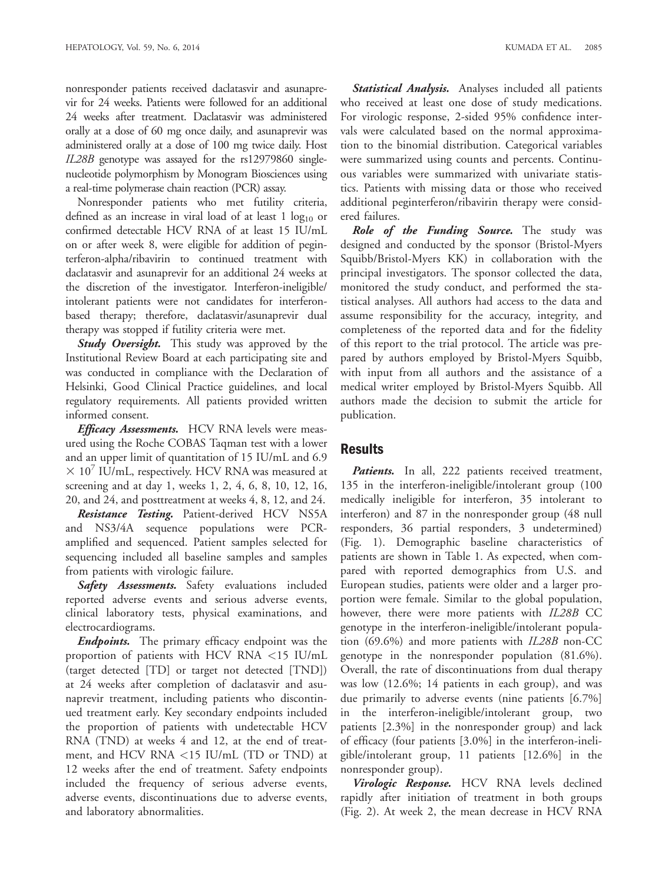nonresponder patients received daclatasvir and asunaprevir for 24 weeks. Patients were followed for an additional 24 weeks after treatment. Daclatasvir was administered orally at a dose of 60 mg once daily, and asunaprevir was administered orally at a dose of 100 mg twice daily. Host *IL28B* genotype was assayed for the rs12979860 single-nucleotide polymorphism by Monogram Biosciences using a real-time polymerase chain reaction (PCR) assay.

Nonresponder patients who met futility criteria, defined as an increase in viral load of at least 1 $\log_{10}$ or confirmed detectable HCV RNA of at least 15 IU/mL on or after week 8, were eligible for addition of peginterferon-alpha/ribavirin to continued treatment with daclatasvir and asunaprevir for an additional 24 weeks at the discretion of the investigator. Interferon-ineligible/intolerant patients were not candidates for interferon-based therapy; therefore, daclatasvir/asunaprevir dual therapy was stopped if futility criteria were met.

***Study Oversight.*** This study was approved by the Institutional Review Board at each participating site and was conducted in compliance with the Declaration of Helsinki, Good Clinical Practice guidelines, and local regulatory requirements. All patients provided written informed consent.

***Efficacy Assessments.*** HCV RNA levels were measured using the Roche COBAS Taqman test with a lower and an upper limit of quantitation of 15 IU/mL and 6.9 $\times 10^7$ IU/mL, respectively. HCV RNA was measured at screening and at day 1, weeks 1, 2, 4, 6, 8, 10, 12, 16, 20, and 24, and posttreatment at weeks 4, 8, 12, and 24.

***Resistance Testing.*** Patient-derived HCV NS5A and NS3/4A sequence populations were PCR-amplified and sequenced. Patient samples selected for sequencing included all baseline samples and samples from patients with virologic failure.

***Safety Assessments.*** Safety evaluations included reported adverse events and serious adverse events, clinical laboratory tests, physical examinations, and electrocardiograms.

***Endpoints.*** The primary efficacy endpoint was the proportion of patients with HCV RNA <15 IU/mL (target detected [TD] or target not detected [TND]) at 24 weeks after completion of daclatasvir and asunaprevir treatment, including patients who discontinued treatment early. Key secondary endpoints included the proportion of patients with undetectable HCV RNA (TND) at weeks 4 and 12, at the end of treatment, and HCV RNA <15 IU/mL (TD or TND) at 12 weeks after the end of treatment. Safety endpoints included the frequency of serious adverse events, adverse events, discontinuations due to adverse events, and laboratory abnormalities.

***Statistical Analysis.*** Analyses included all patients who received at least one dose of study medications. For virologic response, 2-sided 95% confidence intervals were calculated based on the normal approximation to the binomial distribution. Categorical variables were summarized using counts and percents. Continuous variables were summarized with univariate statistics. Patients with missing data or those who received additional peginterferon/ribavirin therapy were considered failures.

***Role of the Funding Source.*** The study was designed and conducted by the sponsor (Bristol-Myers Squibb/Bristol-Myers KK) in collaboration with the principal investigators. The sponsor collected the data, monitored the study conduct, and performed the statistical analyses. All authors had access to the data and assume responsibility for the accuracy, integrity, and completeness of the reported data and for the fidelity of this report to the trial protocol. The article was prepared by authors employed by Bristol-Myers Squibb, with input from all authors and the assistance of a medical writer employed by Bristol-Myers Squibb. All authors made the decision to submit the article for publication.

## Results

***Patients.*** In all, 222 patients received treatment, 135 in the interferon-ineligible/intolerant group (100 medically ineligible for interferon, 35 intolerant to interferon) and 87 in the nonresponder group (48 null responders, 36 partial responders, 3 undetermined) (Fig. 1). Demographic baseline characteristics of patients are shown in Table 1. As expected, when compared with reported demographics from U.S. and European studies, patients were older and a larger proportion were female. Similar to the global population, however, there were more patients with *IL28B* CC genotype in the interferon-ineligible/intolerant population (69.6%) and more patients with *IL28B* non-CC genotype in the nonresponder population (81.6%). Overall, the rate of discontinuations from dual therapy was low (12.6%; 14 patients in each group), and was due primarily to adverse events (nine patients [6.7%] in the interferon-ineligible/intolerant group, two patients [2.3%] in the nonresponder group) and lack of efficacy (four patients [3.0%] in the interferon-ineligible/intolerant group, 11 patients [12.6%] in the nonresponder group).

***Virologic Response.*** HCV RNA levels declined rapidly after initiation of treatment in both groups (Fig. 2). At week 2, the mean decrease in HCV RNA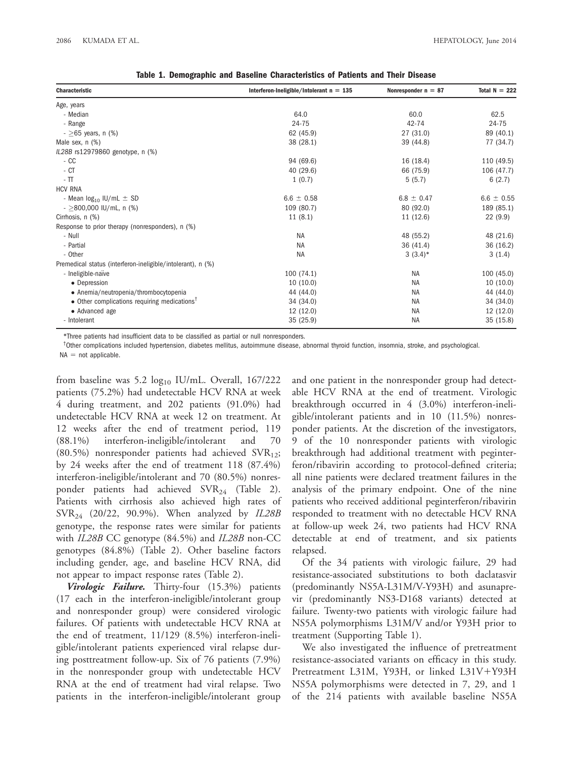**Table 1. Demographic and Baseline Characteristics of Patients and Their Disease**

| Characteristic | Interferon-Ineligible/Intolerant n = 135 | Nonresponder n = 87 | Total N = 222 |
|---|---|---|---|
| Age, years | | | |
| - Median | 64.0 | 60.0 | 62.5 |
| - Range | 24-75 | 42-74 | 24-75 |
| - ≥65 years, n (%) | 62 (45.9) | 27 (31.0) | 89 (40.1) |
| Male sex, n (%) | 38 (28.1) | 39 (44.8) | 77 (34.7) |
| *IL28B* rs12979860 genotype, n (%) | | | |
| - CC | 94 (69.6) | 16 (18.4) | 110 (49.5) |
| - CT | 40 (29.6) | 66 (75.9) | 106 (47.7) |
| - TT | 1 (0.7) | 5 (5.7) | 6 (2.7) |
| HCV RNA | | | |
| - Mean $\log_{10}$ IU/mL ± SD | 6.6 ± 0.58 | 6.8 ± 0.47 | 6.6 ± 0.55 |
| - ≥800,000 IU/mL, n (%) | 109 (80.7) | 80 (92.0) | 189 (85.1) |
| Cirrhosis, n (%) | 11 (8.1) | 11 (12.6) | 22 (9.9) |
| Response to prior therapy (nonresponders), n (%) | | | |
| - Null | NA | 48 (55.2) | 48 (21.6) |
| - Partial | NA | 36 (41.4) | 36 (16.2) |
| - Other | NA | 3 (3.4)* | 3 (1.4) |
| Premedical status (interferon-ineligible/intolerant), n (%) | | | |
| - Ineligible-naïve | 100 (74.1) | NA | 100 (45.0) |
| • Depression | 10 (10.0) | NA | 10 (10.0) |
| • Anemia/neutropenia/thrombocytopenia | 44 (44.0) | NA | 44 (44.0) |
| • Other complications requiring medications[†] | 34 (34.0) | NA | 34 (34.0) |
| • Advanced age | 12 (12.0) | NA | 12 (12.0) |
| - Intolerant | 35 (25.9) | NA | 35 (15.8) |

*Three patients had insufficient data to be classified as partial or null nonresponders.

[†]Other complications included hypertension, diabetes mellitus, autoimmune disease, abnormal thyroid function, insomnia, stroke, and psychological.

NA = not applicable.

from baseline was 5.2 $\log_{10}$ IU/mL. Overall, 167/222 patients (75.2%) had undetectable HCV RNA at week 4 during treatment, and 202 patients (91.0%) had undetectable HCV RNA at week 12 on treatment. At 12 weeks after the end of treatment period, 119 (88.1%) interferon-ineligible/intolerant and 70 (80.5%) nonresponder patients had achieved $SVR_{12}$; by 24 weeks after the end of treatment 118 (87.4%) interferon-ineligible/intolerant and 70 (80.5%) nonresponder patients had achieved $SVR_{24}$ (Table 2). Patients with cirrhosis also achieved high rates of $SVR_{24}$ (20/22, 90.9%). When analyzed by *IL28B* genotype, the response rates were similar for patients with *IL28B* CC genotype (84.5%) and *IL28B* non-CC genotypes (84.8%) (Table 2). Other baseline factors including gender, age, and baseline HCV RNA, did not appear to impact response rates (Table 2).

***Virologic Failure.*** Thirty-four (15.3%) patients (17 each in the interferon-ineligible/intolerant group and nonresponder group) were considered virologic failures. Of patients with undetectable HCV RNA at the end of treatment, 11/129 (8.5%) interferon-ineligible/intolerant patients experienced viral relapse during posttreatment follow-up. Six of 76 patients (7.9%) in the nonresponder group with undetectable HCV RNA at the end of treatment had viral relapse. Two patients in the interferon-ineligible/intolerant group and one patient in the nonresponder group had detectable HCV RNA at the end of treatment. Virologic breakthrough occurred in 4 (3.0%) interferon-ineligible/intolerant patients and in 10 (11.5%) nonresponder patients. At the discretion of the investigators, 9 of the 10 nonresponder patients with virologic breakthrough had additional treatment with peginterferon/ribavirin according to protocol-defined criteria; all nine patients were declared treatment failures in the analysis of the primary endpoint. One of the nine patients who received additional peginterferon/ribavirin responded to treatment with no detectable HCV RNA at follow-up week 24, two patients had HCV RNA detectable at end of treatment, and six patients relapsed.

Of the 34 patients with virologic failure, 29 had resistance-associated substitutions to both daclatasvir (predominantly NS5A-L31M/V-Y93H) and asunaprevir (predominantly NS3-D168 variants) detected at failure. Twenty-two patients with virologic failure had NS5A polymorphisms L31M/V and/or Y93H prior to treatment (Supporting Table 1).

We also investigated the influence of pretreatment resistance-associated variants on efficacy in this study. Pretreatment L31M, Y93H, or linked L31V+Y93H NS5A polymorphisms were detected in 7, 29, and 1 of the 214 patients with available baseline NS5A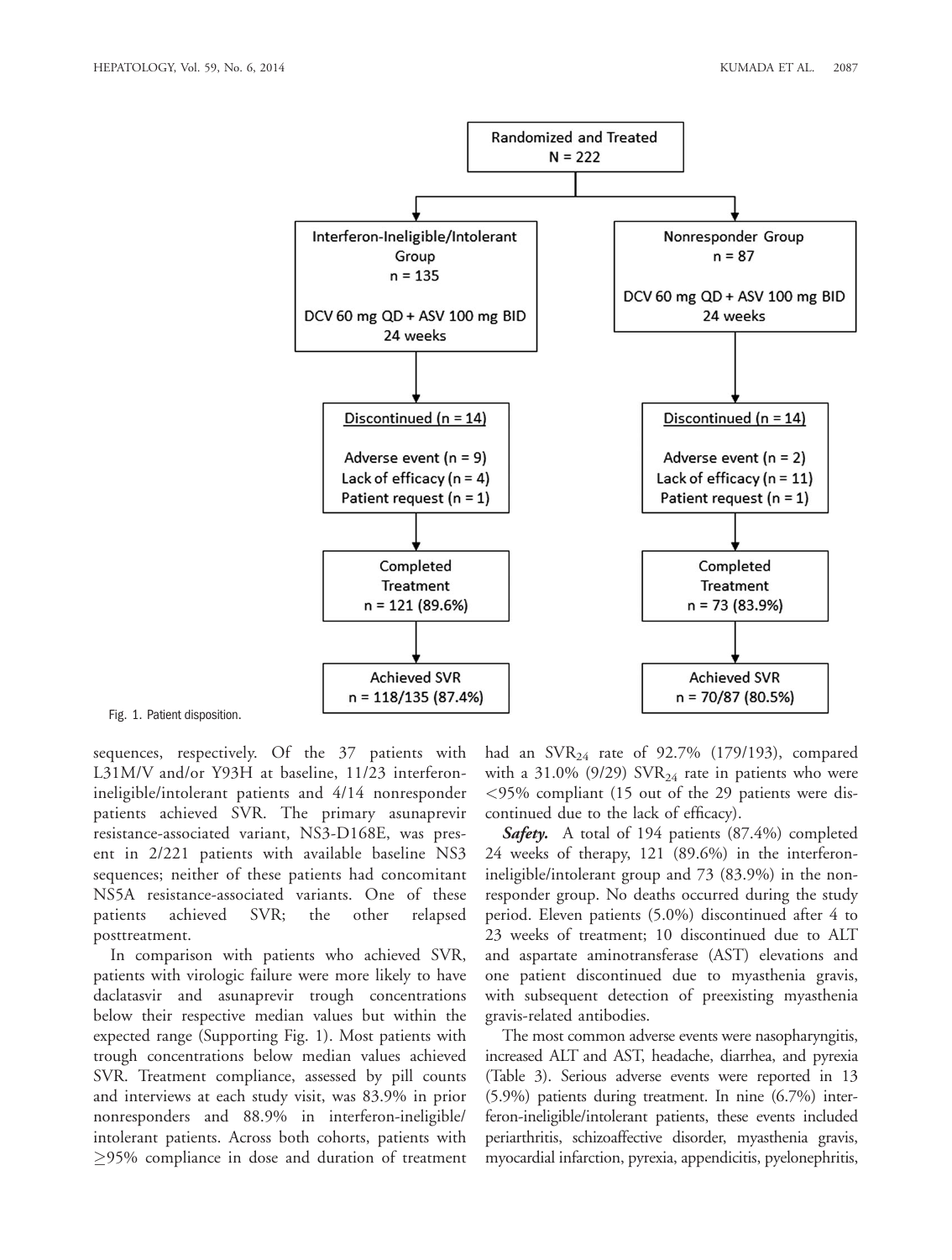**Randomized and Treated**
N = 222

- **Interferon-Ineligible/Intolerant Group**, n = 135
  - DCV 60 mg QD + ASV 100 mg BID, 24 weeks
  - Discontinued (n = 14)
    - Adverse event (n = 9)
    - Lack of efficacy (n = 4)
    - Patient request (n = 1)
  - Completed Treatment, n = 121 (89.6%)
  - Achieved SVR, n = 118/135 (87.4%)

- **Nonresponder Group**, n = 87
  - DCV 60 mg QD + ASV 100 mg BID, 24 weeks
  - Discontinued (n = 14)
    - Adverse event (n = 2)
    - Lack of efficacy (n = 11)
    - Patient request (n = 1)
  - Completed Treatment, n = 73 (83.9%)
  - Achieved SVR, n = 70/87 (80.5%)

Fig. 1. Patient disposition.

sequences, respectively. Of the 37 patients with L31M/V and/or Y93H at baseline, 11/23 interferon-ineligible/intolerant patients and 4/14 nonresponder patients achieved SVR. The primary asunaprevir resistance-associated variant, NS3-D168E, was present in 2/221 patients with available baseline NS3 sequences; neither of these patients had concomitant NS5A resistance-associated variants. One of these patients achieved SVR; the other relapsed posttreatment.

In comparison with patients who achieved SVR, patients with virologic failure were more likely to have daclatasvir and asunaprevir trough concentrations below their respective median values but within the expected range (Supporting Fig. 1). Most patients with trough concentrations below median values achieved SVR. Treatment compliance, assessed by pill counts and interviews at each study visit, was 83.9% in prior nonresponders and 88.9% in interferon-ineligible/intolerant patients. Across both cohorts, patients with ≥95% compliance in dose and duration of treatment had an $SVR_{24}$ rate of 92.7% (179/193), compared with a 31.0% (9/29) $SVR_{24}$ rate in patients who were <95% compliant (15 out of the 29 patients were discontinued due to the lack of efficacy).

***Safety.*** A total of 194 patients (87.4%) completed 24 weeks of therapy, 121 (89.6%) in the interferon-ineligible/intolerant group and 73 (83.9%) in the nonresponder group. No deaths occurred during the study period. Eleven patients (5.0%) discontinued after 4 to 23 weeks of treatment; 10 discontinued due to ALT and aspartate aminotransferase (AST) elevations and one patient discontinued due to myasthenia gravis, with subsequent detection of preexisting myasthenia gravis-related antibodies.

The most common adverse events were nasopharyngitis, increased ALT and AST, headache, diarrhea, and pyrexia (Table 3). Serious adverse events were reported in 13 (5.9%) patients during treatment. In nine (6.7%) interferon-ineligible/intolerant patients, these events included periarthritis, schizoaffective disorder, myasthenia gravis, myocardial infarction, pyrexia, appendicitis, pyelonephritis,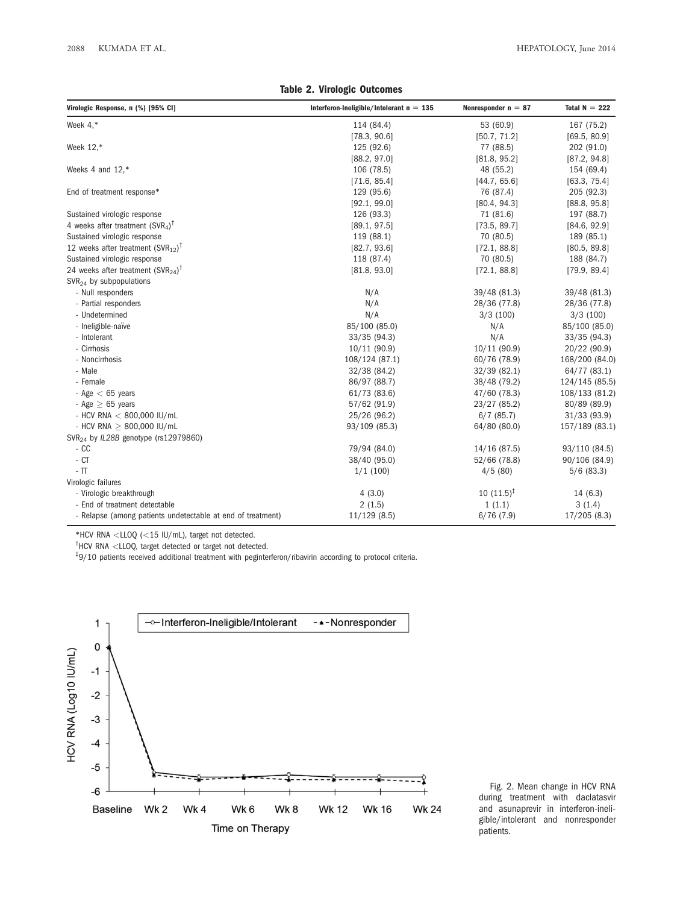**Table 2. Virologic Outcomes**

| Virologic Response, n (%) [95% CI] | Interferon-Ineligible/Intolerant n = 135 | Nonresponder n = 87 | Total N = 222 |
|---|---|---|---|
| Week 4,* | 114 (84.4) [78.3, 90.6] | 53 (60.9) [50.7, 71.2] | 167 (75.2) [69.5, 80.9] |
| Week 12,* | 125 (92.6) [88.2, 97.0] | 77 (88.5) [81.8, 95.2] | 202 (91.0) [87.2, 94.8] |
| Weeks 4 and 12,* | 106 (78.5) [71.6, 85.4] | 48 (55.2) [44.7, 65.6] | 154 (69.4) [63.3, 75.4] |
| End of treatment response* | 129 (95.6) [92.1, 99.0] | 76 (87.4) [80.4, 94.3] | 205 (92.3) [88.8, 95.8] |
| Sustained virologic response 4 weeks after treatment ($SVR_4$)[†] | 126 (93.3) [89.1, 97.5] | 71 (81.6) [73.5, 89.7] | 197 (88.7) [84.6, 92.9] |
| Sustained virologic response 12 weeks after treatment ($SVR_{12}$)[†] | 119 (88.1) [82.7, 93.6] | 70 (80.5) [72.1, 88.8] | 189 (85.1) [80.5, 89.8] |
| Sustained virologic response 24 weeks after treatment ($SVR_{24}$)[†] | 118 (87.4) [81.8, 93.0] | 70 (80.5) [72.1, 88.8] | 188 (84.7) [79.9, 89.4] |
| $SVR_{24}$ by subpopulations | | | |
| - Null responders | N/A | 39/48 (81.3) | 39/48 (81.3) |
| - Partial responders | N/A | 28/36 (77.8) | 28/36 (77.8) |
| - Undetermined | N/A | 3/3 (100) | 3/3 (100) |
| - Ineligible-naïve | 85/100 (85.0) | N/A | 85/100 (85.0) |
| - Intolerant | 33/35 (94.3) | N/A | 33/35 (94.3) |
| - Cirrhosis | 10/11 (90.9) | 10/11 (90.9) | 20/22 (90.9) |
| - Noncirrhosis | 108/124 (87.1) | 60/76 (78.9) | 168/200 (84.0) |
| - Male | 32/38 (84.2) | 32/39 (82.1) | 64/77 (83.1) |
| - Female | 86/97 (88.7) | 38/48 (79.2) | 124/145 (85.5) |
| - Age < 65 years | 61/73 (83.6) | 47/60 (78.3) | 108/133 (81.2) |
| - Age ≥ 65 years | 57/62 (91.9) | 23/27 (85.2) | 80/89 (89.9) |
| - HCV RNA < 800,000 IU/mL | 25/26 (96.2) | 6/7 (85.7) | 31/33 (93.9) |
| - HCV RNA ≥ 800,000 IU/mL | 93/109 (85.3) | 64/80 (80.0) | 157/189 (83.1) |
| $SVR_{24}$ by *IL28B* genotype (rs12979860) | | | |
| - CC | 79/94 (84.0) | 14/16 (87.5) | 93/110 (84.5) |
| - CT | 38/40 (95.0) | 52/66 (78.8) | 90/106 (84.9) |
| - TT | 1/1 (100) | 4/5 (80) | 5/6 (83.3) |
| Virologic failures | | | |
| - Virologic breakthrough | 4 (3.0) | 10 (11.5)[‡] | 14 (6.3) |
| - End of treatment detectable | 2 (1.5) | 1 (1.1) | 3 (1.4) |
| - Relapse (among patients undetectable at end of treatment) | 11/129 (8.5) | 6/76 (7.9) | 17/205 (8.3) |

*HCV RNA <LLOQ (<15 IU/mL), target not detected.

[†]HCV RNA <LLOQ, target detected or target not detected.

[‡]9/10 patients received additional treatment with peginterferon/ribavirin according to protocol criteria.

Fig. 2. Mean change in HCV RNA during treatment with daclatasvir and asunaprevir in interferon-ineligible/intolerant and nonresponder patients.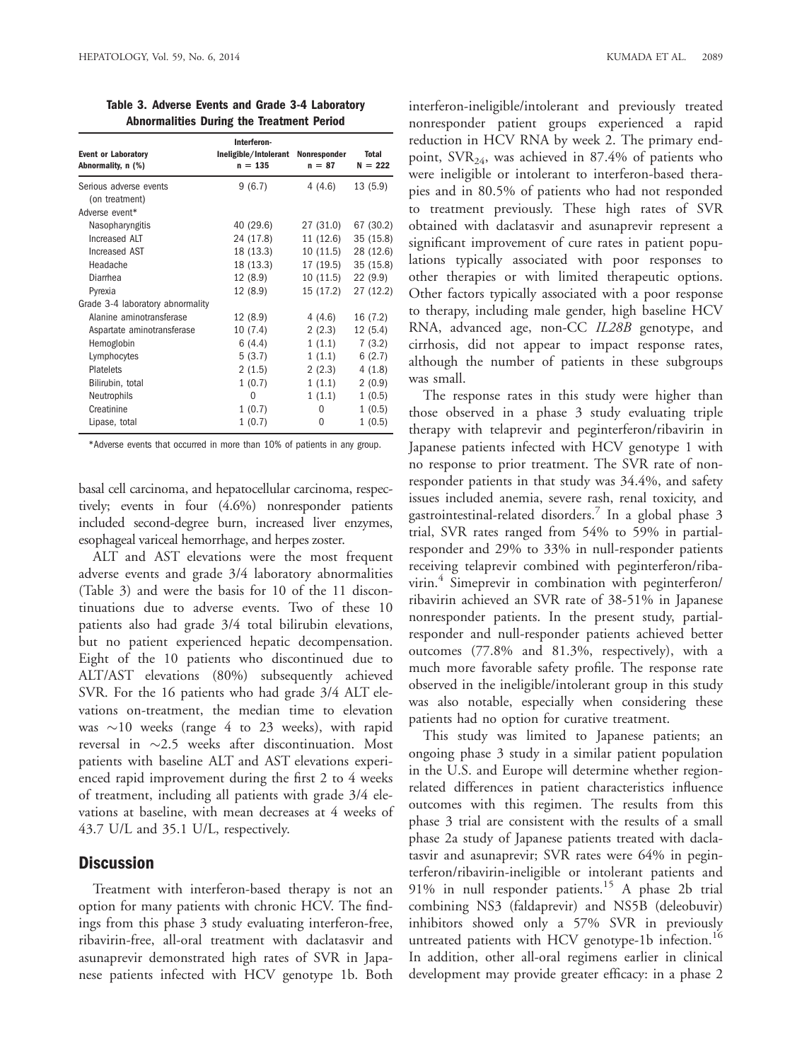**Table 3. Adverse Events and Grade 3-4 Laboratory Abnormalities During the Treatment Period**

| Event or Laboratory Abnormality, n (%) | Interferon-Ineligible/Intolerant n = 135 | Nonresponder n = 87 | Total N = 222 |
|---|---|---|---|
| Serious adverse events (on treatment) | 9 (6.7) | 4 (4.6) | 13 (5.9) |
| Adverse event* | | | |
| Nasopharyngitis | 40 (29.6) | 27 (31.0) | 67 (30.2) |
| Increased ALT | 24 (17.8) | 11 (12.6) | 35 (15.8) |
| Increased AST | 18 (13.3) | 10 (11.5) | 28 (12.6) |
| Headache | 18 (13.3) | 17 (19.5) | 35 (15.8) |
| Diarrhea | 12 (8.9) | 10 (11.5) | 22 (9.9) |
| Pyrexia | 12 (8.9) | 15 (17.2) | 27 (12.2) |
| Grade 3-4 laboratory abnormality | | | |
| Alanine aminotransferase | 12 (8.9) | 4 (4.6) | 16 (7.2) |
| Aspartate aminotransferase | 10 (7.4) | 2 (2.3) | 12 (5.4) |
| Hemoglobin | 6 (4.4) | 1 (1.1) | 7 (3.2) |
| Lymphocytes | 5 (3.7) | 1 (1.1) | 6 (2.7) |
| Platelets | 2 (1.5) | 2 (2.3) | 4 (1.8) |
| Bilirubin, total | 1 (0.7) | 1 (1.1) | 2 (0.9) |
| Neutrophils | 0 | 1 (1.1) | 1 (0.5) |
| Creatinine | 1 (0.7) | 0 | 1 (0.5) |
| Lipase, total | 1 (0.7) | 0 | 1 (0.5) |

*Adverse events that occurred in more than 10% of patients in any group.

basal cell carcinoma, and hepatocellular carcinoma, respectively; events in four (4.6%) nonresponder patients included second-degree burn, increased liver enzymes, esophageal variceal hemorrhage, and herpes zoster.

ALT and AST elevations were the most frequent adverse events and grade 3/4 laboratory abnormalities (Table 3) and were the basis for 10 of the 11 discontinuations due to adverse events. Two of these 10 patients also had grade 3/4 total bilirubin elevations, but no patient experienced hepatic decompensation. Eight of the 10 patients who discontinued due to ALT/AST elevations (80%) subsequently achieved SVR. For the 16 patients who had grade 3/4 ALT elevations on-treatment, the median time to elevation was ~10 weeks (range 4 to 23 weeks), with rapid reversal in ~2.5 weeks after discontinuation. Most patients with baseline ALT and AST elevations experienced rapid improvement during the first 2 to 4 weeks of treatment, including all patients with grade 3/4 elevations at baseline, with mean decreases at 4 weeks of 43.7 U/L and 35.1 U/L, respectively.

## Discussion

Treatment with interferon-based therapy is not an option for many patients with chronic HCV. The findings from this phase 3 study evaluating interferon-free, ribavirin-free, all-oral treatment with daclatasvir and asunaprevir demonstrated high rates of SVR in Japanese patients infected with HCV genotype 1b. Both interferon-ineligible/intolerant and previously treated nonresponder patient groups experienced a rapid reduction in HCV RNA by week 2. The primary endpoint, $SVR_{24}$, was achieved in 87.4% of patients who were ineligible or intolerant to interferon-based therapies and in 80.5% of patients who had not responded to treatment previously. These high rates of SVR obtained with daclatasvir and asunaprevir represent a significant improvement of cure rates in patient populations typically associated with poor responses to other therapies or with limited therapeutic options. Other factors typically associated with a poor response to therapy, including male gender, high baseline HCV RNA, advanced age, non-CC *IL28B* genotype, and cirrhosis, did not appear to impact response rates, although the number of patients in these subgroups was small.

The response rates in this study were higher than those observed in a phase 3 study evaluating triple therapy with telaprevir and peginterferon/ribavirin in Japanese patients infected with HCV genotype 1 with no response to prior treatment. The SVR rate of nonresponder patients in that study was 34.4%, and safety issues included anemia, severe rash, renal toxicity, and gastrointestinal-related disorders.[7] In a global phase 3 trial, SVR rates ranged from 54% to 59% in partial-responder and 29% to 33% in null-responder patients receiving telaprevir combined with peginterferon/ribavirin.[4] Simeprevir in combination with peginterferon/ribavirin achieved an SVR rate of 38-51% in Japanese nonresponder patients. In the present study, partial-responder and null-responder patients achieved better outcomes (77.8% and 81.3%, respectively), with a much more favorable safety profile. The response rate observed in the ineligible/intolerant group in this study was also notable, especially when considering these patients had no option for curative treatment.

This study was limited to Japanese patients; an ongoing phase 3 study in a similar patient population in the U.S. and Europe will determine whether region-related differences in patient characteristics influence outcomes with this regimen. The results from this phase 3 trial are consistent with the results of a small phase 2a study of Japanese patients treated with daclatasvir and asunaprevir; SVR rates were 64% in peginterferon/ribavirin-ineligible or intolerant patients and 91% in null responder patients.[15] A phase 2b trial combining NS3 (faldaprevir) and NS5B (deleobuvir) inhibitors showed only a 57% SVR in previously untreated patients with HCV genotype-1b infection.[16] In addition, other all-oral regimens earlier in clinical development may provide greater efficacy: in a phase 2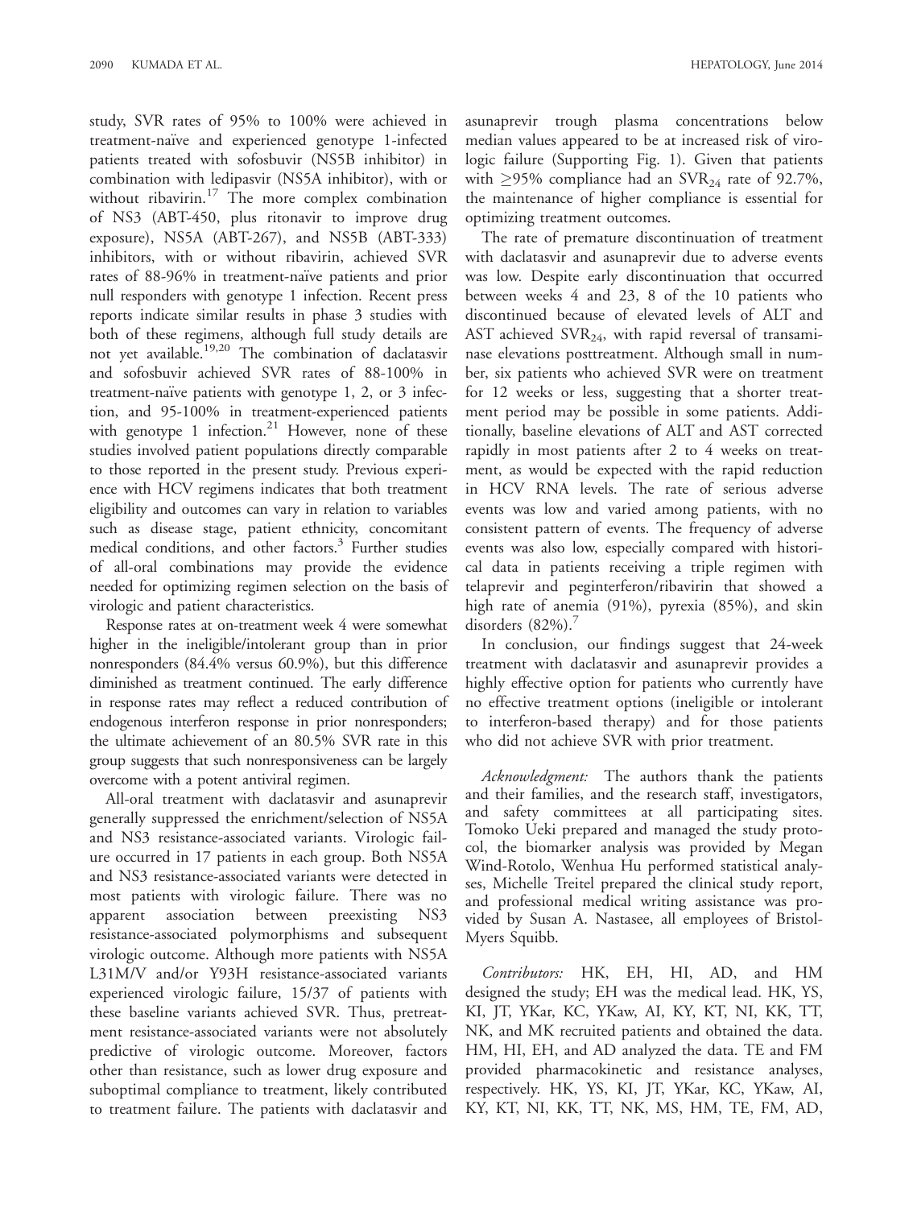study, SVR rates of 95% to 100% were achieved in treatment-naïve and experienced genotype 1-infected patients treated with sofosbuvir (NS5B inhibitor) in combination with ledipasvir (NS5A inhibitor), with or without ribavirin.[17] The more complex combination of NS3 (ABT-450, plus ritonavir to improve drug exposure), NS5A (ABT-267), and NS5B (ABT-333) inhibitors, with or without ribavirin, achieved SVR rates of 88-96% in treatment-naïve patients and prior null responders with genotype 1 infection. Recent press reports indicate similar results in phase 3 studies with both of these regimens, although full study details are not yet available.[19,20] The combination of daclatasvir and sofosbuvir achieved SVR rates of 88-100% in treatment-naïve patients with genotype 1, 2, or 3 infection, and 95-100% in treatment-experienced patients with genotype 1 infection.[21] However, none of these studies involved patient populations directly comparable to those reported in the present study. Previous experience with HCV regimens indicates that both treatment eligibility and outcomes can vary in relation to variables such as disease stage, patient ethnicity, concomitant medical conditions, and other factors.[3] Further studies of all-oral combinations may provide the evidence needed for optimizing regimen selection on the basis of virologic and patient characteristics.

Response rates at on-treatment week 4 were somewhat higher in the ineligible/intolerant group than in prior nonresponders (84.4% versus 60.9%), but this difference diminished as treatment continued. The early difference in response rates may reflect a reduced contribution of endogenous interferon response in prior nonresponders; the ultimate achievement of an 80.5% SVR rate in this group suggests that such nonresponsiveness can be largely overcome with a potent antiviral regimen.

All-oral treatment with daclatasvir and asunaprevir generally suppressed the enrichment/selection of NS5A and NS3 resistance-associated variants. Virologic failure occurred in 17 patients in each group. Both NS5A and NS3 resistance-associated variants were detected in most patients with virologic failure. There was no apparent association between preexisting NS3 resistance-associated polymorphisms and subsequent virologic outcome. Although more patients with NS5A L31M/V and/or Y93H resistance-associated variants experienced virologic failure, 15/37 of patients with these baseline variants achieved SVR. Thus, pretreatment resistance-associated variants were not absolutely predictive of virologic outcome. Moreover, factors other than resistance, such as lower drug exposure and suboptimal compliance to treatment, likely contributed to treatment failure. The patients with daclatasvir and asunaprevir trough plasma concentrations below median values appeared to be at increased risk of virologic failure (Supporting Fig. 1). Given that patients with ≥95% compliance had an $SVR_{24}$ rate of 92.7%, the maintenance of higher compliance is essential for optimizing treatment outcomes.

The rate of premature discontinuation of treatment with daclatasvir and asunaprevir due to adverse events was low. Despite early discontinuation that occurred between weeks 4 and 23, 8 of the 10 patients who discontinued because of elevated levels of ALT and AST achieved $SVR_{24}$, with rapid reversal of transaminase elevations posttreatment. Although small in number, six patients who achieved SVR were on treatment for 12 weeks or less, suggesting that a shorter treatment period may be possible in some patients. Additionally, baseline elevations of ALT and AST corrected rapidly in most patients after 2 to 4 weeks on treatment, as would be expected with the rapid reduction in HCV RNA levels. The rate of serious adverse events was low and varied among patients, with no consistent pattern of events. The frequency of adverse events was also low, especially compared with historical data in patients receiving a triple regimen with telaprevir and peginterferon/ribavirin that showed a high rate of anemia (91%), pyrexia (85%), and skin disorders (82%).[7]

In conclusion, our findings suggest that 24-week treatment with daclatasvir and asunaprevir provides a highly effective option for patients who currently have no effective treatment options (ineligible or intolerant to interferon-based therapy) and for those patients who did not achieve SVR with prior treatment.

*Acknowledgment:* The authors thank the patients and their families, and the research staff, investigators, and safety committees at all participating sites. Tomoko Ueki prepared and managed the study protocol, the biomarker analysis was provided by Megan Wind-Rotolo, Wenhua Hu performed statistical analyses, Michelle Treitel prepared the clinical study report, and professional medical writing assistance was provided by Susan A. Nastasee, all employees of Bristol-Myers Squibb.

*Contributors:* HK, EH, HI, AD, and HM designed the study; EH was the medical lead. HK, YS, KI, JT, YKar, KC, YKaw, AI, KY, KT, NI, KK, TT, NK, and MK recruited patients and obtained the data. HM, HI, EH, and AD analyzed the data. TE and FM provided pharmacokinetic and resistance analyses, respectively. HK, YS, KI, JT, YKar, KC, YKaw, AI, KY, KT, NI, KK, TT, NK, MS, HM, TE, FM, AD,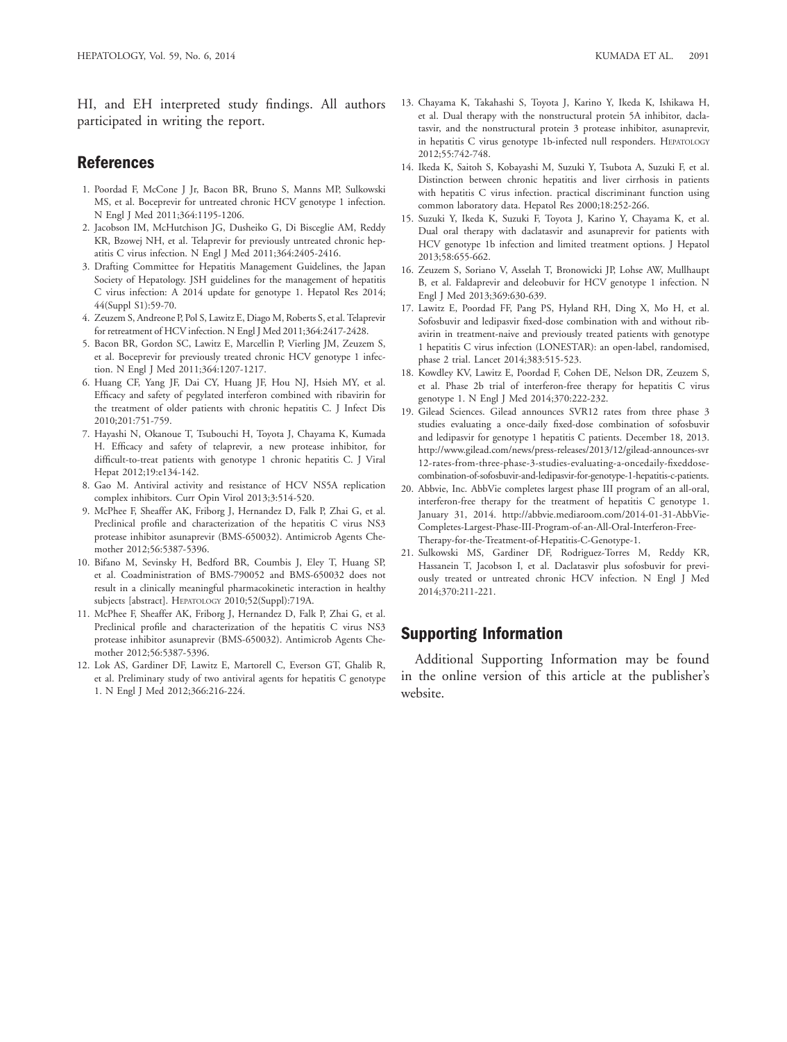HI, and EH interpreted study findings. All authors participated in writing the report.

## References

1. Poordad F, McCone J Jr, Bacon BR, Bruno S, Manns MP, Sulkowski MS, et al. Boceprevir for untreated chronic HCV genotype 1 infection. N Engl J Med 2011;364:1195-1206.
2. Jacobson IM, McHutchison JG, Dusheiko G, Di Bisceglie AM, Reddy KR, Bzowej NH, et al. Telaprevir for previously untreated chronic hepatitis C virus infection. N Engl J Med 2011;364:2405-2416.
3. Drafting Committee for Hepatitis Management Guidelines, the Japan Society of Hepatology. JSH guidelines for the management of hepatitis C virus infection: A 2014 update for genotype 1. Hepatol Res 2014; 44(Suppl S1):59-70.
4. Zeuzem S, Andreone P, Pol S, Lawitz E, Diago M, Roberts S, et al. Telaprevir for retreatment of HCV infection. N Engl J Med 2011;364:2417-2428.
5. Bacon BR, Gordon SC, Lawitz E, Marcellin P, Vierling JM, Zeuzem S, et al. Boceprevir for previously treated chronic HCV genotype 1 infection. N Engl J Med 2011;364:1207-1217.
6. Huang CF, Yang JF, Dai CY, Huang JF, Hou NJ, Hsieh MY, et al. Efficacy and safety of pegylated interferon combined with ribavirin for the treatment of older patients with chronic hepatitis C. J Infect Dis 2010;201:751-759.
7. Hayashi N, Okanoue T, Tsubouchi H, Toyota J, Chayama K, Kumada H. Efficacy and safety of telaprevir, a new protease inhibitor, for difficult-to-treat patients with genotype 1 chronic hepatitis C. J Viral Hepat 2012;19:e134-142.
8. Gao M. Antiviral activity and resistance of HCV NS5A replication complex inhibitors. Curr Opin Virol 2013;3:514-520.
9. McPhee F, Sheaffer AK, Friborg J, Hernandez D, Falk P, Zhai G, et al. Preclinical profile and characterization of the hepatitis C virus NS3 protease inhibitor asunaprevir (BMS-650032). Antimicrob Agents Chemother 2012;56:5387-5396.
10. Bifano M, Sevinsky H, Bedford BR, Coumbis J, Eley T, Huang SP, et al. Coadministration of BMS-790052 and BMS-650032 does not result in a clinically meaningful pharmacokinetic interaction in healthy subjects [abstract]. HEPATOLOGY 2010;52(Suppl):719A.
11. McPhee F, Sheaffer AK, Friborg J, Hernandez D, Falk P, Zhai G, et al. Preclinical profile and characterization of the hepatitis C virus NS3 protease inhibitor asunaprevir (BMS-650032). Antimicrob Agents Chemother 2012;56:5387-5396.
12. Lok AS, Gardiner DF, Lawitz E, Martorell C, Everson GT, Ghalib R, et al. Preliminary study of two antiviral agents for hepatitis C genotype 1. N Engl J Med 2012;366:216-224.
13. Chayama K, Takahashi S, Toyota J, Karino Y, Ikeda K, Ishikawa H, et al. Dual therapy with the nonstructural protein 5A inhibitor, daclatasvir, and the nonstructural protein 3 protease inhibitor, asunaprevir, in hepatitis C virus genotype 1b-infected null responders. HEPATOLOGY 2012;55:742-748.
14. Ikeda K, Saitoh S, Kobayashi M, Suzuki Y, Tsubota A, Suzuki F, et al. Distinction between chronic hepatitis and liver cirrhosis in patients with hepatitis C virus infection. practical discriminant function using common laboratory data. Hepatol Res 2000;18:252-266.
15. Suzuki Y, Ikeda K, Suzuki F, Toyota J, Karino Y, Chayama K, et al. Dual oral therapy with daclatasvir and asunaprevir for patients with HCV genotype 1b infection and limited treatment options. J Hepatol 2013;58:655-662.
16. Zeuzem S, Soriano V, Asselah T, Bronowicki JP, Lohse AW, Mullhaupt B, et al. Faldaprevir and deleobuvir for HCV genotype 1 infection. N Engl J Med 2013;369:630-639.
17. Lawitz E, Poordad FF, Pang PS, Hyland RH, Ding X, Mo H, et al. Sofosbuvir and ledipasvir fixed-dose combination with and without ribavirin in treatment-naive and previously treated patients with genotype 1 hepatitis C virus infection (LONESTAR): an open-label, randomised, phase 2 trial. Lancet 2014;383:515-523.
18. Kowdley KV, Lawitz E, Poordad F, Cohen DE, Nelson DR, Zeuzem S, et al. Phase 2b trial of interferon-free therapy for hepatitis C virus genotype 1. N Engl J Med 2014;370:222-232.
19. Gilead Sciences. Gilead announces SVR12 rates from three phase 3 studies evaluating a once-daily fixed-dose combination of sofosbuvir and ledipasvir for genotype 1 hepatitis C patients. December 18, 2013. http://www.gilead.com/news/press-releases/2013/12/gilead-announces-svr12-rates-from-three-phase-3-studies-evaluating-a-oncedaily-fixeddose-combination-of-sofosbuvir-and-ledipasvir-for-genotype-1-hepatitis-c-patients.
20. Abbvie, Inc. AbbVie completes largest phase III program of an all-oral, interferon-free therapy for the treatment of hepatitis C genotype 1. January 31, 2014. http://abbvie.mediaroom.com/2014-01-31-AbbVie-Completes-Largest-Phase-III-Program-of-an-All-Oral-Interferon-Free-Therapy-for-the-Treatment-of-Hepatitis-C-Genotype-1.
21. Sulkowski MS, Gardiner DF, Rodriguez-Torres M, Reddy KR, Hassanein T, Jacobson I, et al. Daclatasvir plus sofosbuvir for previously treated or untreated chronic HCV infection. N Engl J Med 2014;370:211-221.

## Supporting Information

Additional Supporting Information may be found in the online version of this article at the publisher's website.